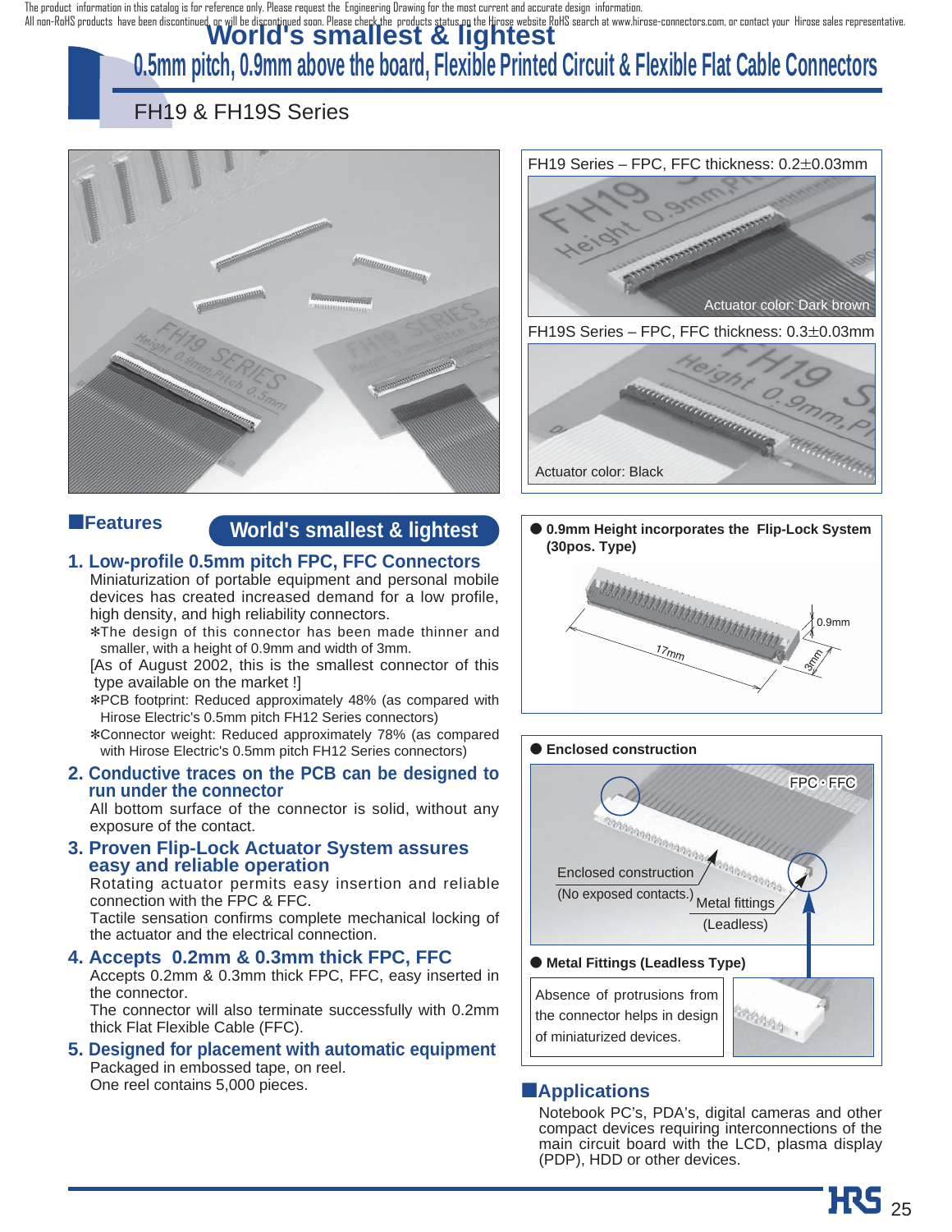The product information in this catalog is for reference only. Please request the Engineering Drawing for the most current and accurate design information.
All non-RoHS products have been discontinued, or will be discontinued soon. Please check the products status on the Hirose website RoHS search at www.hirose-connectors.com, or contact your Hirose sales representative.

# World's smallest & lightest

## 0.5mm pitch, 0.9mm above the board, Flexible Printed Circuit & Flexible Flat Cable Connectors

### FH19 & FH19S Series

FH19 Series – FPC, FFC thickness: 0.2±0.03mm

Actuator color: Dark brown

FH19S Series – FPC, FFC thickness: 0.3±0.03mm

Actuator color: Black

## ■Features

**World's smallest & lightest**

### 1. Low-profile 0.5mm pitch FPC, FFC Connectors

Miniaturization of portable equipment and personal mobile devices has created increased demand for a low profile, high density, and high reliability connectors.

∗The design of this connector has been made thinner and smaller, with a height of 0.9mm and width of 3mm.

[As of August 2002, this is the smallest connector of this type available on the market !]

∗PCB footprint: Reduced approximately 48% (as compared with Hirose Electric's 0.5mm pitch FH12 Series connectors)

∗Connector weight: Reduced approximately 78% (as compared with Hirose Electric's 0.5mm pitch FH12 Series connectors)

### 2. Conductive traces on the PCB can be designed to run under the connector

All bottom surface of the connector is solid, without any exposure of the contact.

### 3. Proven Flip-Lock Actuator System assures easy and reliable operation

Rotating actuator permits easy insertion and reliable connection with the FPC & FFC.

Tactile sensation confirms complete mechanical locking of the actuator and the electrical connection.

### 4. Accepts 0.2mm & 0.3mm thick FPC, FFC

Accepts 0.2mm & 0.3mm thick FPC, FFC, easy inserted in the connector.

The connector will also terminate successfully with 0.2mm thick Flat Flexible Cable (FFC).

### 5. Designed for placement with automatic equipment

Packaged in embossed tape, on reel.

One reel contains 5,000 pieces.

● **0.9mm Height incorporates the Flip-Lock System (30pos. Type)**

0.9mm, 17mm, 3mm

● **Enclosed construction**

FPC · FFC

Enclosed construction (No exposed contacts.)

Metal fittings (Leadless)

● **Metal Fittings (Leadless Type)**

Absence of protrusions from the connector helps in design of miniaturized devices.

## ■Applications

Notebook PC's, PDA's, digital cameras and other compact devices requiring interconnections of the main circuit board with the LCD, plasma display (PDP), HDD or other devices.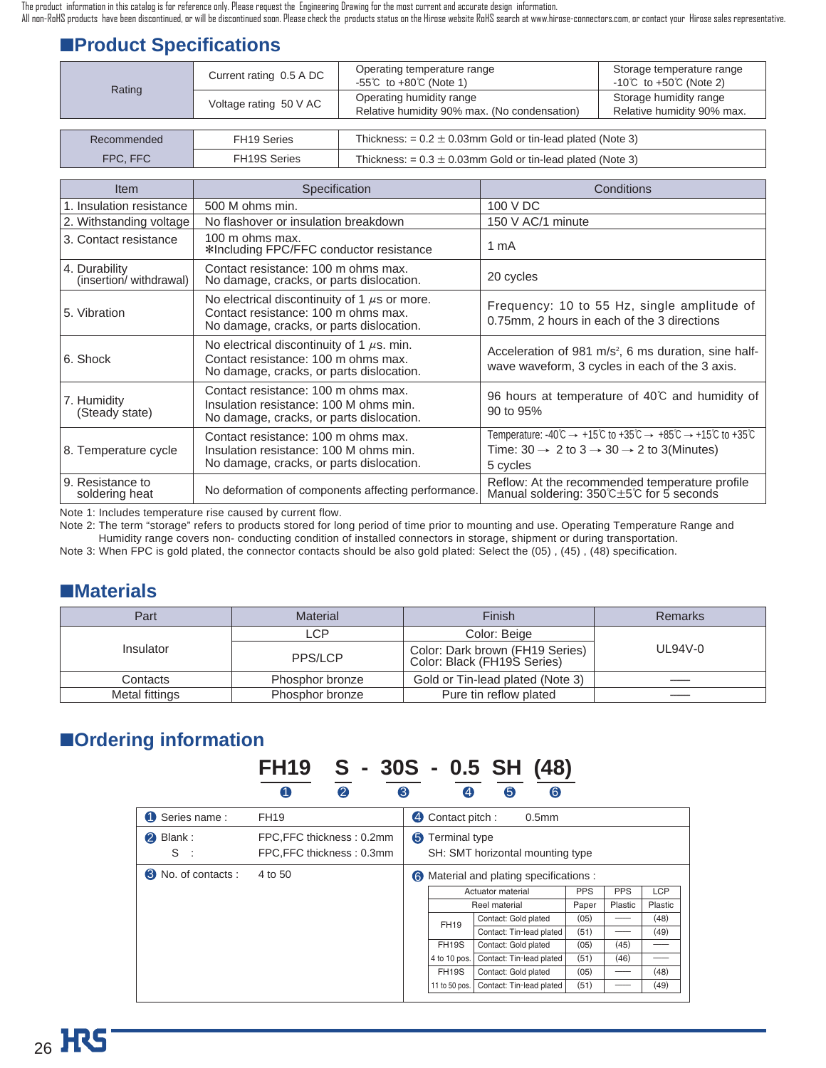The product information in this catalog is for reference only. Please request the Engineering Drawing for the most current and accurate design information.
All non-RoHS products have been discontinued, or will be discontinued soon. Please check the products status on the Hirose website RoHS search at www.hirose-connectors.com, or contact your Hirose sales representative.

## ■Product Specifications

| Rating | Current rating 0.5 A DC | Operating temperature range -55℃ to +80℃ (Note 1) | Storage temperature range -10℃ to +50℃ (Note 2) |
|---|---|---|---|
| | Voltage rating 50 V AC | Operating humidity range Relative humidity 90% max. (No condensation) | Storage humidity range Relative humidity 90% max. |

| Recommended FPC, FFC | FH19 Series | Thickness: = 0.2 ± 0.03mm Gold or tin-lead plated (Note 3) |
|---|---|---|
| | FH19S Series | Thickness: = 0.3 ± 0.03mm Gold or tin-lead plated (Note 3) |

| Item | Specification | Conditions |
|---|---|---|
| 1. Insulation resistance | 500 M ohms min. | 100 V DC |
| 2. Withstanding voltage | No flashover or insulation breakdown | 150 V AC/1 minute |
| 3. Contact resistance | 100 m ohms max. ✻Including FPC/FFC conductor resistance | 1 mA |
| 4. Durability (insertion/ withdrawal) | Contact resistance: 100 m ohms max. No damage, cracks, or parts dislocation. | 20 cycles |
| 5. Vibration | No electrical discontinuity of 1 $\mu$s or more. Contact resistance: 100 m ohms max. No damage, cracks, or parts dislocation. | Frequency: 10 to 55 Hz, single amplitude of 0.75mm, 2 hours in each of the 3 directions |
| 6. Shock | No electrical discontinuity of 1 $\mu$s. min. Contact resistance: 100 m ohms max. No damage, cracks, or parts dislocation. | Acceleration of 981 $m/s^2$, 6 ms duration, sine half-wave waveform, 3 cycles in each of the 3 axis. |
| 7. Humidity (Steady state) | Contact resistance: 100 m ohms max. Insulation resistance: 100 M ohms min. No damage, cracks, or parts dislocation. | 96 hours at temperature of 40℃ and humidity of 90 to 95% |
| 8. Temperature cycle | Contact resistance: 100 m ohms max. Insulation resistance: 100 M ohms min. No damage, cracks, or parts dislocation. | Temperature: -40℃ → +15℃ to +35℃ → +85℃ → +15℃ to +35℃ Time: 30 → 2 to 3 → 30 → 2 to 3(Minutes) 5 cycles |
| 9. Resistance to soldering heat | No deformation of components affecting performance. | Reflow: At the recommended temperature profile Manual soldering: 350℃±5℃ for 5 seconds |

Note 1: Includes temperature rise caused by current flow.
Note 2: The term "storage" refers to products stored for long period of time prior to mounting and use. Operating Temperature Range and Humidity range covers non- conducting condition of installed connectors in storage, shipment or during transportation.
Note 3: When FPC is gold plated, the connector contacts should be also gold plated: Select the (05) , (45) , (48) specification.

## ■Materials

| Part | Material | Finish | Remarks |
|---|---|---|---|
| Insulator | LCP | Color: Beige | UL94V-0 |
| | PPS/LCP | Color: Dark brown (FH19 Series) Color: Black (FH19S Series) | |
| Contacts | Phosphor bronze | Gold or Tin-lead plated (Note 3) | —— |
| Metal fittings | Phosphor bronze | Pure tin reflow plated | —— |

## ■Ordering information

**FH19 S - 30S - 0.5 SH (48)**
❶ ❷ ❸ ❹ ❺ ❻

❶ Series name : FH19

❷ Blank : FPC,FFC thickness : 0.2mm
S : FPC,FFC thickness : 0.3mm

❸ No. of contacts : 4 to 50

❹ Contact pitch : 0.5mm

❺ Terminal type
SH: SMT horizontal mounting type

❻ Material and plating specifications :

| Actuator material | | PPS | PPS | LCP |
|---|---|---|---|---|
| Reel material | | Paper | Plastic | Plastic |
| FH19 | Contact: Gold plated | (05) | —— | (48) |
| | Contact: Tin-lead plated | (51) | —— | (49) |
| FH19S 4 to 10 pos. | Contact: Gold plated | (05) | (45) | —— |
| | Contact: Tin-lead plated | (51) | (46) | —— |
| FH19S 11 to 50 pos. | Contact: Gold plated | (05) | —— | (48) |
| | Contact: Tin-lead plated | (51) | —— | (49) |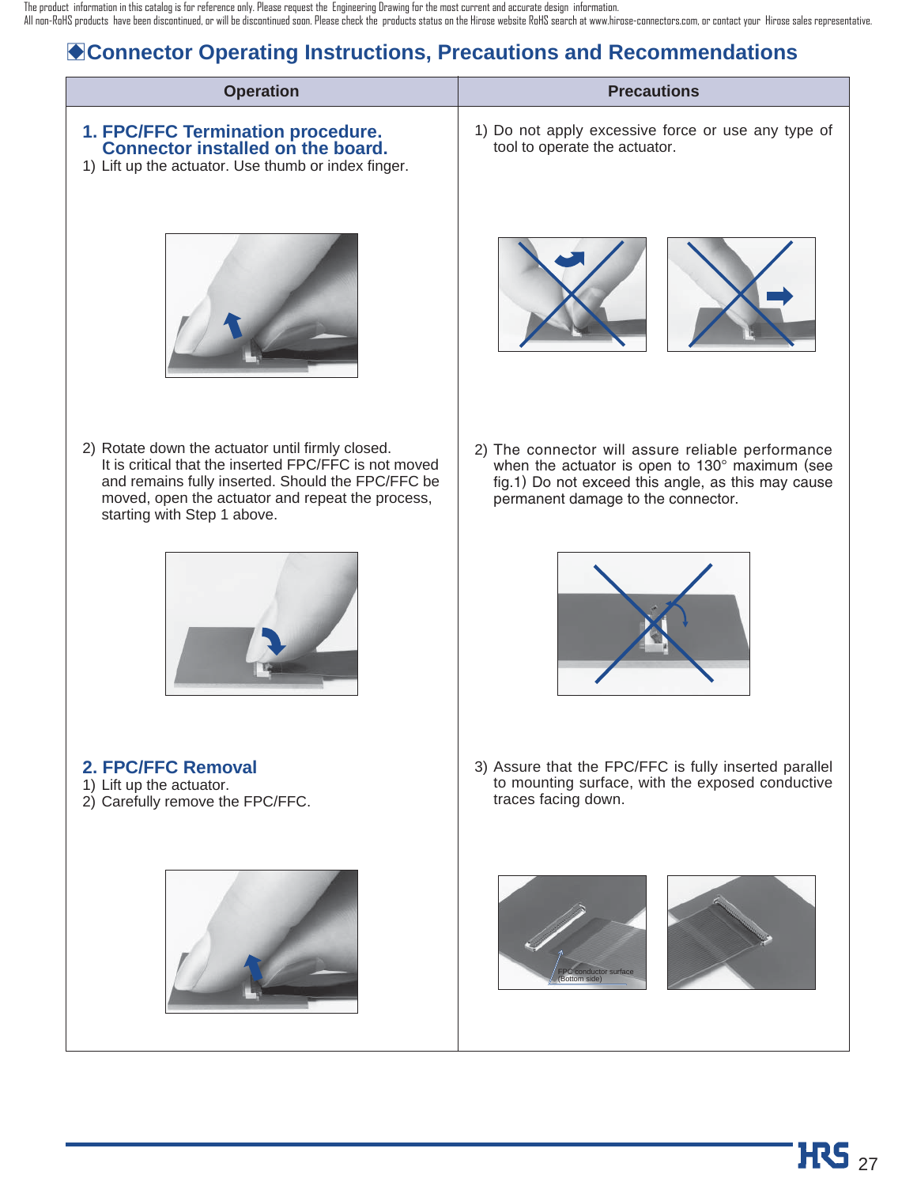The product information in this catalog is for reference only. Please request the Engineering Drawing for the most current and accurate design information.
All non-RoHS products have been discontinued, or will be discontinued soon. Please check the products status on the Hirose website RoHS search at www.hirose-connectors.com, or contact your Hirose sales representative.

## ◆Connector Operating Instructions, Precautions and Recommendations

| Operation | Precautions |
|---|---|
| **1. FPC/FFC Termination procedure. Connector installed on the board.**<br>1) Lift up the actuator. Use thumb or index finger. | 1) Do not apply excessive force or use any type of tool to operate the actuator. |
| 2) Rotate down the actuator until firmly closed. It is critical that the inserted FPC/FFC is not moved and remains fully inserted. Should the FPC/FFC be moved, open the actuator and repeat the process, starting with Step 1 above. | 2) The connector will assure reliable performance when the actuator is open to 130° maximum (see fig.1) Do not exceed this angle, as this may cause permanent damage to the connector. |
| **2. FPC/FFC Removal**<br>1) Lift up the actuator.<br>2) Carefully remove the FPC/FFC. | 3) Assure that the FPC/FFC is fully inserted parallel to mounting surface, with the exposed conductive traces facing down.<br>FPC conductor surface (Bottom side) |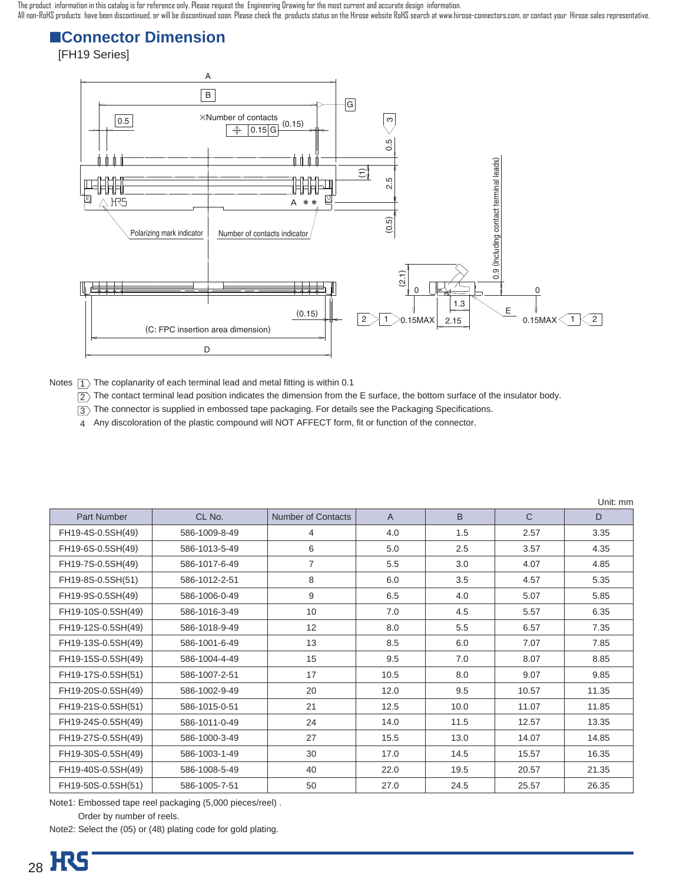The product information in this catalog is for reference only. Please request the Engineering Drawing for the most current and accurate design information.
All non-RoHS products have been discontinued, or will be discontinued soon. Please check the products status on the Hirose website RoHS search at www.hirose-connectors.com, or contact your Hirose sales representative.

## ■Connector Dimension

[FH19 Series]

Notes
1. The coplanarity of each terminal lead and metal fitting is within 0.1
2. The contact terminal lead position indicates the dimension from the E surface, the bottom surface of the insulator body.
3. The connector is supplied in embossed tape packaging. For details see the Packaging Specifications.
4. Any discoloration of the plastic compound will NOT AFFECT form, fit or function of the connector.

Unit: mm

| Part Number | CL No. | Number of Contacts | A | B | C | D |
|---|---|---|---|---|---|---|
| FH19-4S-0.5SH(49) | 586-1009-8-49 | 4 | 4.0 | 1.5 | 2.57 | 3.35 |
| FH19-6S-0.5SH(49) | 586-1013-5-49 | 6 | 5.0 | 2.5 | 3.57 | 4.35 |
| FH19-7S-0.5SH(49) | 586-1017-6-49 | 7 | 5.5 | 3.0 | 4.07 | 4.85 |
| FH19-8S-0.5SH(51) | 586-1012-2-51 | 8 | 6.0 | 3.5 | 4.57 | 5.35 |
| FH19-9S-0.5SH(49) | 586-1006-0-49 | 9 | 6.5 | 4.0 | 5.07 | 5.85 |
| FH19-10S-0.5SH(49) | 586-1016-3-49 | 10 | 7.0 | 4.5 | 5.57 | 6.35 |
| FH19-12S-0.5SH(49) | 586-1018-9-49 | 12 | 8.0 | 5.5 | 6.57 | 7.35 |
| FH19-13S-0.5SH(49) | 586-1001-6-49 | 13 | 8.5 | 6.0 | 7.07 | 7.85 |
| FH19-15S-0.5SH(49) | 586-1004-4-49 | 15 | 9.5 | 7.0 | 8.07 | 8.85 |
| FH19-17S-0.5SH(51) | 586-1007-2-51 | 17 | 10.5 | 8.0 | 9.07 | 9.85 |
| FH19-20S-0.5SH(49) | 586-1002-9-49 | 20 | 12.0 | 9.5 | 10.57 | 11.35 |
| FH19-21S-0.5SH(51) | 586-1015-0-51 | 21 | 12.5 | 10.0 | 11.07 | 11.85 |
| FH19-24S-0.5SH(49) | 586-1011-0-49 | 24 | 14.0 | 11.5 | 12.57 | 13.35 |
| FH19-27S-0.5SH(49) | 586-1000-3-49 | 27 | 15.5 | 13.0 | 14.07 | 14.85 |
| FH19-30S-0.5SH(49) | 586-1003-1-49 | 30 | 17.0 | 14.5 | 15.57 | 16.35 |
| FH19-40S-0.5SH(49) | 586-1008-5-49 | 40 | 22.0 | 19.5 | 20.57 | 21.35 |
| FH19-50S-0.5SH(51) | 586-1005-7-51 | 50 | 27.0 | 24.5 | 25.57 | 26.35 |

Note1: Embossed tape reel packaging (5,000 pieces/reel) .
Order by number of reels.

Note2: Select the (05) or (48) plating code for gold plating.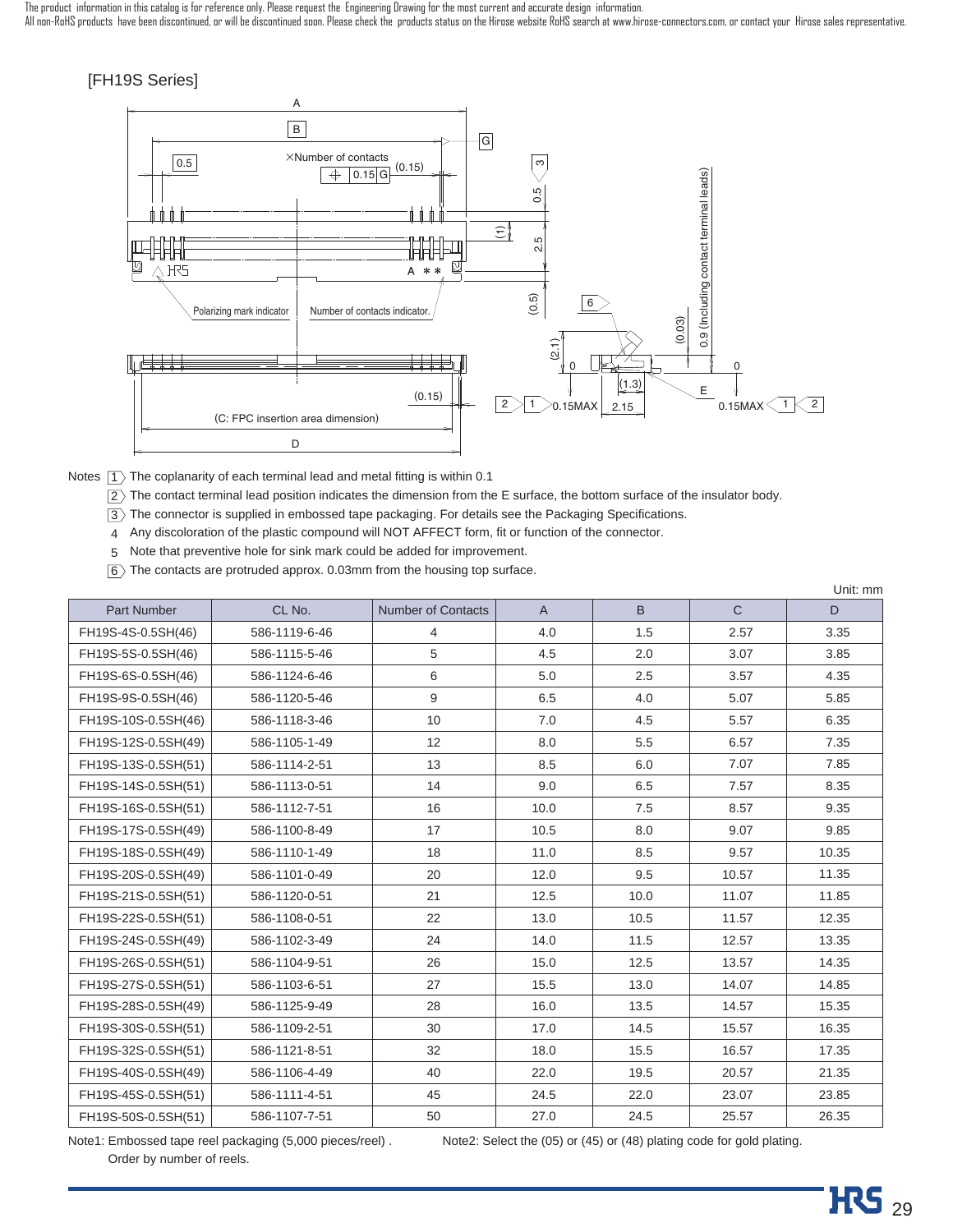The product information in this catalog is for reference only. Please request the Engineering Drawing for the most current and accurate design information.
All non-RoHS products have been discontinued, or will be discontinued soon. Please check the products status on the Hirose website RoHS search at www.hirose-connectors.com, or contact your Hirose sales representative.

## [FH19S Series]

Notes
1. The coplanarity of each terminal lead and metal fitting is within 0.1
2. The contact terminal lead position indicates the dimension from the E surface, the bottom surface of the insulator body.
3. The connector is supplied in embossed tape packaging. For details see the Packaging Specifications.
4. Any discoloration of the plastic compound will NOT AFFECT form, fit or function of the connector.
5. Note that preventive hole for sink mark could be added for improvement.
6. The contacts are protruded approx. 0.03mm from the housing top surface.

Unit: mm

| Part Number | CL No. | Number of Contacts | A | B | C | D |
|---|---|---|---|---|---|---|
| FH19S-4S-0.5SH(46) | 586-1119-6-46 | 4 | 4.0 | 1.5 | 2.57 | 3.35 |
| FH19S-5S-0.5SH(46) | 586-1115-5-46 | 5 | 4.5 | 2.0 | 3.07 | 3.85 |
| FH19S-6S-0.5SH(46) | 586-1124-6-46 | 6 | 5.0 | 2.5 | 3.57 | 4.35 |
| FH19S-9S-0.5SH(46) | 586-1120-5-46 | 9 | 6.5 | 4.0 | 5.07 | 5.85 |
| FH19S-10S-0.5SH(46) | 586-1118-3-46 | 10 | 7.0 | 4.5 | 5.57 | 6.35 |
| FH19S-12S-0.5SH(49) | 586-1105-1-49 | 12 | 8.0 | 5.5 | 6.57 | 7.35 |
| FH19S-13S-0.5SH(51) | 586-1114-2-51 | 13 | 8.5 | 6.0 | 7.07 | 7.85 |
| FH19S-14S-0.5SH(51) | 586-1113-0-51 | 14 | 9.0 | 6.5 | 7.57 | 8.35 |
| FH19S-16S-0.5SH(51) | 586-1112-7-51 | 16 | 10.0 | 7.5 | 8.57 | 9.35 |
| FH19S-17S-0.5SH(49) | 586-1100-8-49 | 17 | 10.5 | 8.0 | 9.07 | 9.85 |
| FH19S-18S-0.5SH(49) | 586-1110-1-49 | 18 | 11.0 | 8.5 | 9.57 | 10.35 |
| FH19S-20S-0.5SH(49) | 586-1101-0-49 | 20 | 12.0 | 9.5 | 10.57 | 11.35 |
| FH19S-21S-0.5SH(51) | 586-1120-0-51 | 21 | 12.5 | 10.0 | 11.07 | 11.85 |
| FH19S-22S-0.5SH(51) | 586-1108-0-51 | 22 | 13.0 | 10.5 | 11.57 | 12.35 |
| FH19S-24S-0.5SH(49) | 586-1102-3-49 | 24 | 14.0 | 11.5 | 12.57 | 13.35 |
| FH19S-26S-0.5SH(51) | 586-1104-9-51 | 26 | 15.0 | 12.5 | 13.57 | 14.35 |
| FH19S-27S-0.5SH(51) | 586-1103-6-51 | 27 | 15.5 | 13.0 | 14.07 | 14.85 |
| FH19S-28S-0.5SH(49) | 586-1125-9-49 | 28 | 16.0 | 13.5 | 14.57 | 15.35 |
| FH19S-30S-0.5SH(51) | 586-1109-2-51 | 30 | 17.0 | 14.5 | 15.57 | 16.35 |
| FH19S-32S-0.5SH(51) | 586-1121-8-51 | 32 | 18.0 | 15.5 | 16.57 | 17.35 |
| FH19S-40S-0.5SH(49) | 586-1106-4-49 | 40 | 22.0 | 19.5 | 20.57 | 21.35 |
| FH19S-45S-0.5SH(51) | 586-1111-4-51 | 45 | 24.5 | 22.0 | 23.07 | 23.85 |
| FH19S-50S-0.5SH(51) | 586-1107-7-51 | 50 | 27.0 | 24.5 | 25.57 | 26.35 |

Note1: Embossed tape reel packaging (5,000 pieces/reel). Order by number of reels.

Note2: Select the (05) or (45) or (48) plating code for gold plating.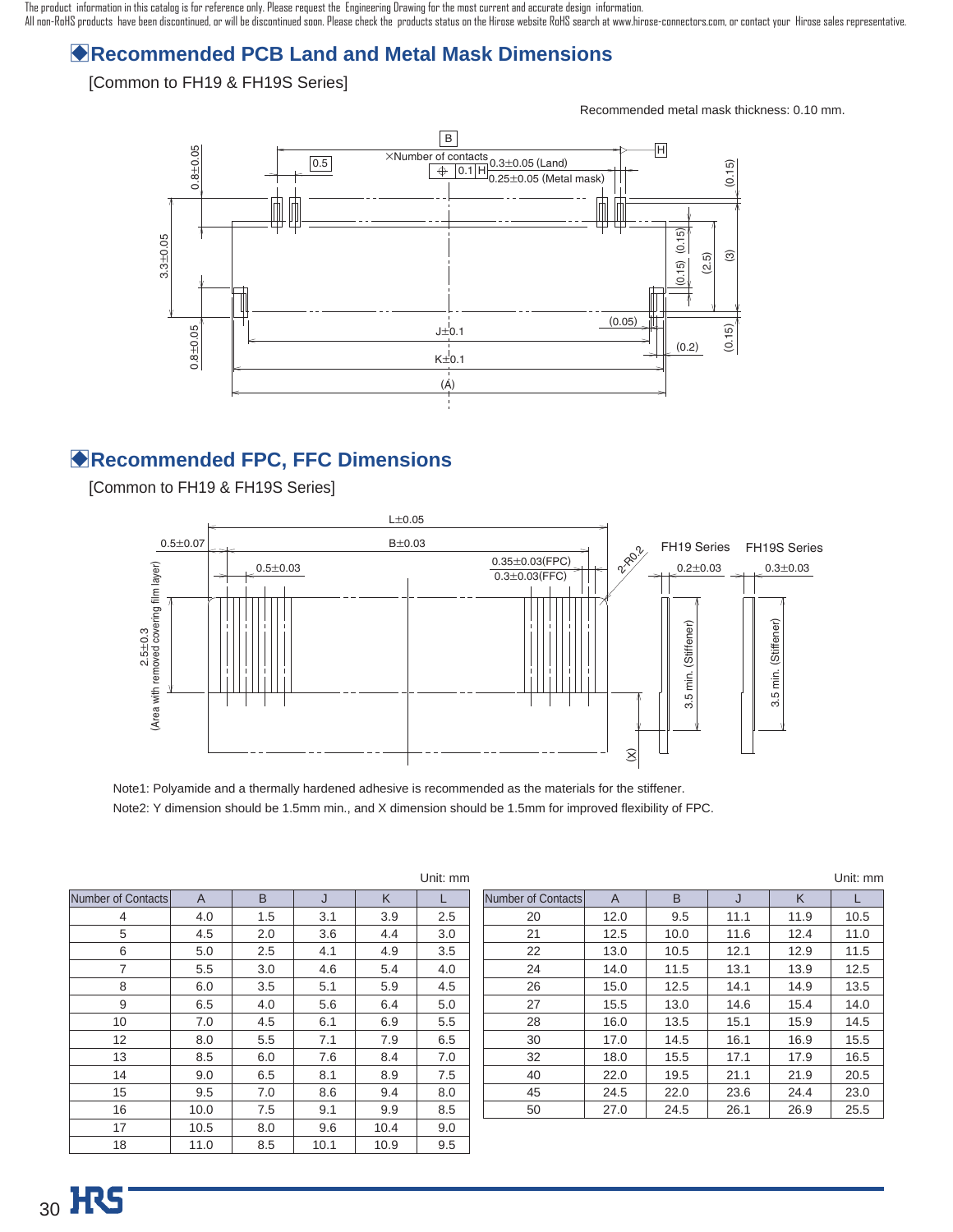The product information in this catalog is for reference only. Please request the Engineering Drawing for the most current and accurate design information.
All non-RoHS products have been discontinued, or will be discontinued soon. Please check the products status on the Hirose website RoHS search at www.hirose-connectors.com, or contact your Hirose sales representative.

## ◆Recommended PCB Land and Metal Mask Dimensions

[Common to FH19 & FH19S Series]

Recommended metal mask thickness: 0.10 mm.

## ◆Recommended FPC, FFC Dimensions

[Common to FH19 & FH19S Series]

Note1: Polyamide and a thermally hardened adhesive is recommended as the materials for the stiffener.

Note2: Y dimension should be 1.5mm min., and X dimension should be 1.5mm for improved flexibility of FPC.

Unit: mm

| Number of Contacts | A | B | J | K | L |
|---|---|---|---|---|---|
| 4 | 4.0 | 1.5 | 3.1 | 3.9 | 2.5 |
| 5 | 4.5 | 2.0 | 3.6 | 4.4 | 3.0 |
| 6 | 5.0 | 2.5 | 4.1 | 4.9 | 3.5 |
| 7 | 5.5 | 3.0 | 4.6 | 5.4 | 4.0 |
| 8 | 6.0 | 3.5 | 5.1 | 5.9 | 4.5 |
| 9 | 6.5 | 4.0 | 5.6 | 6.4 | 5.0 |
| 10 | 7.0 | 4.5 | 6.1 | 6.9 | 5.5 |
| 12 | 8.0 | 5.5 | 7.1 | 7.9 | 6.5 |
| 13 | 8.5 | 6.0 | 7.6 | 8.4 | 7.0 |
| 14 | 9.0 | 6.5 | 8.1 | 8.9 | 7.5 |
| 15 | 9.5 | 7.0 | 8.6 | 9.4 | 8.0 |
| 16 | 10.0 | 7.5 | 9.1 | 9.9 | 8.5 |
| 17 | 10.5 | 8.0 | 9.6 | 10.4 | 9.0 |
| 18 | 11.0 | 8.5 | 10.1 | 10.9 | 9.5 |

Unit: mm

| Number of Contacts | A | B | J | K | L |
|---|---|---|---|---|---|
| 20 | 12.0 | 9.5 | 11.1 | 11.9 | 10.5 |
| 21 | 12.5 | 10.0 | 11.6 | 12.4 | 11.0 |
| 22 | 13.0 | 10.5 | 12.1 | 12.9 | 11.5 |
| 24 | 14.0 | 11.5 | 13.1 | 13.9 | 12.5 |
| 26 | 15.0 | 12.5 | 14.1 | 14.9 | 13.5 |
| 27 | 15.5 | 13.0 | 14.6 | 15.4 | 14.0 |
| 28 | 16.0 | 13.5 | 15.1 | 15.9 | 14.5 |
| 30 | 17.0 | 14.5 | 16.1 | 16.9 | 15.5 |
| 32 | 18.0 | 15.5 | 17.1 | 17.9 | 16.5 |
| 40 | 22.0 | 19.5 | 21.1 | 21.9 | 20.5 |
| 45 | 24.5 | 22.0 | 23.6 | 24.4 | 23.0 |
| 50 | 27.0 | 24.5 | 26.1 | 26.9 | 25.5 |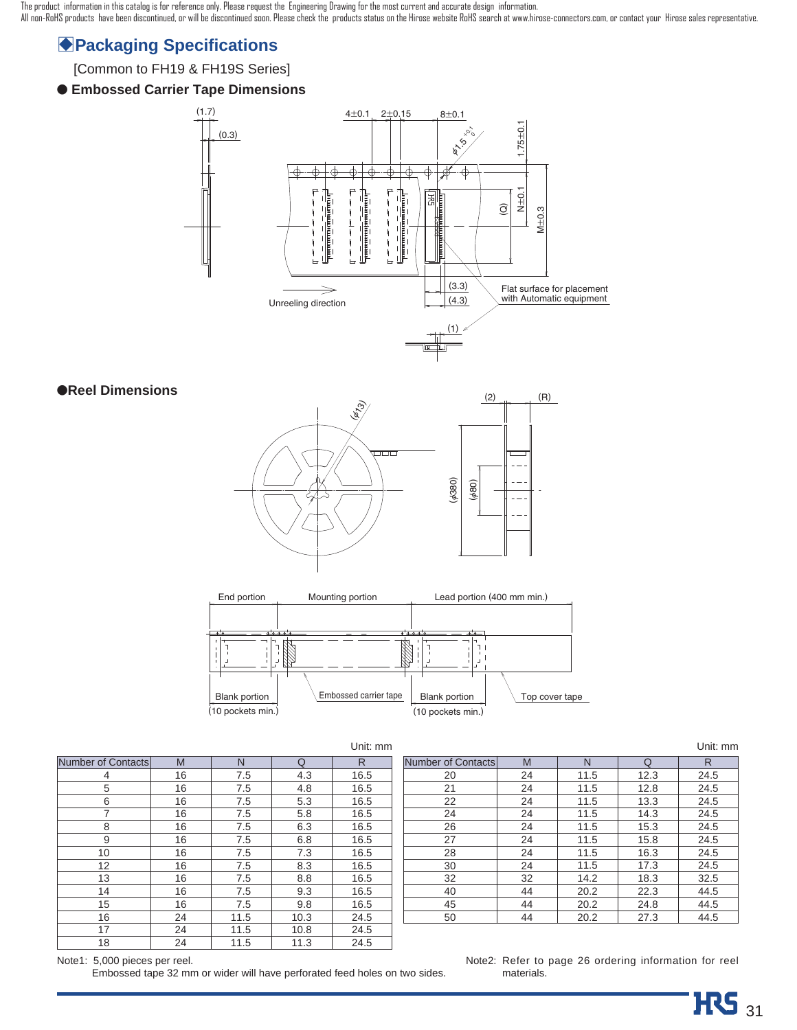The product information in this catalog is for reference only. Please request the Engineering Drawing for the most current and accurate design information.
All non-RoHS products have been discontinued, or will be discontinued soon. Please check the products status on the Hirose website RoHS search at www.hirose-connectors.com, or contact your Hirose sales representative.

## Packaging Specifications

[Common to FH19 & FH19S Series]

### ● Embossed Carrier Tape Dimensions

(1.7) (0.3) 4±0.1 2±0.15 8±0.1 φ1.5 $^{+0.1}_{0}$ 1.75±0.1 (Q) N±0.1 M±0.3 (3.3) (4.3) (1) Unreeling direction Flat surface for placement with Automatic equipment

### ●Reel Dimensions

(φ13) (2) (R) (φ380) (φ80)

End portion | Mounting portion | Lead portion (400 mm min.)

Blank portion (10 pockets min.) | Embossed carrier tape | Blank portion (10 pockets min.) | Top cover tape

Unit: mm

| Number of Contacts | M | N | Q | R |
|---|---|---|---|---|
| 4 | 16 | 7.5 | 4.3 | 16.5 |
| 5 | 16 | 7.5 | 4.8 | 16.5 |
| 6 | 16 | 7.5 | 5.3 | 16.5 |
| 7 | 16 | 7.5 | 5.8 | 16.5 |
| 8 | 16 | 7.5 | 6.3 | 16.5 |
| 9 | 16 | 7.5 | 6.8 | 16.5 |
| 10 | 16 | 7.5 | 7.3 | 16.5 |
| 12 | 16 | 7.5 | 8.3 | 16.5 |
| 13 | 16 | 7.5 | 8.8 | 16.5 |
| 14 | 16 | 7.5 | 9.3 | 16.5 |
| 15 | 16 | 7.5 | 9.8 | 16.5 |
| 16 | 24 | 11.5 | 10.3 | 24.5 |
| 17 | 24 | 11.5 | 10.8 | 24.5 |
| 18 | 24 | 11.5 | 11.3 | 24.5 |

Unit: mm

| Number of Contacts | M | N | Q | R |
|---|---|---|---|---|
| 20 | 24 | 11.5 | 12.3 | 24.5 |
| 21 | 24 | 11.5 | 12.8 | 24.5 |
| 22 | 24 | 11.5 | 13.3 | 24.5 |
| 24 | 24 | 11.5 | 14.3 | 24.5 |
| 26 | 24 | 11.5 | 15.3 | 24.5 |
| 27 | 24 | 11.5 | 15.8 | 24.5 |
| 28 | 24 | 11.5 | 16.3 | 24.5 |
| 30 | 24 | 11.5 | 17.3 | 24.5 |
| 32 | 32 | 14.2 | 18.3 | 32.5 |
| 40 | 44 | 20.2 | 22.3 | 44.5 |
| 45 | 44 | 20.2 | 24.8 | 44.5 |
| 50 | 44 | 20.2 | 27.3 | 44.5 |

Note1: 5,000 pieces per reel.
Embossed tape 32 mm or wider will have perforated feed holes on two sides.

Note2: Refer to page 26 ordering information for reel materials.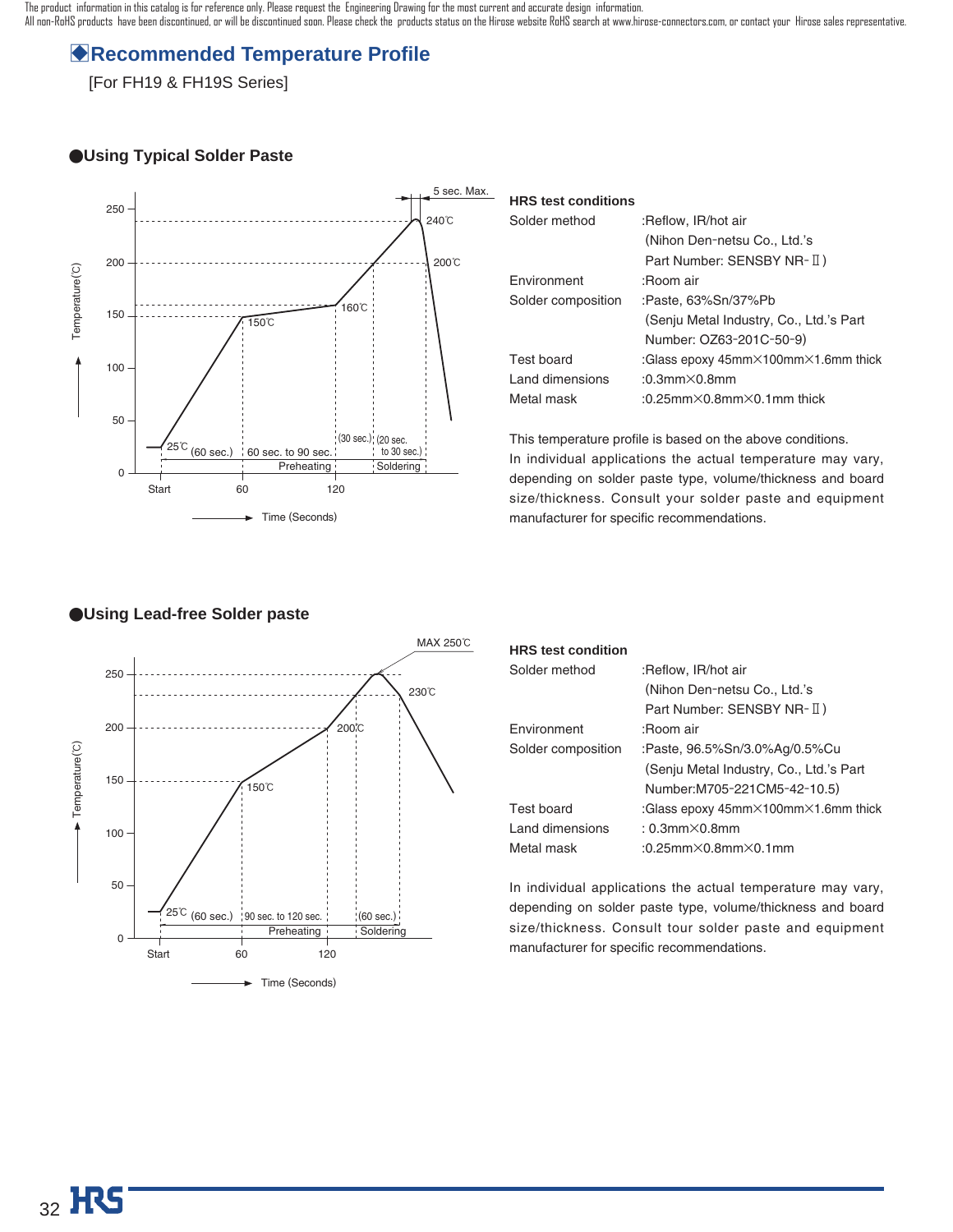The product information in this catalog is for reference only. Please request the Engineering Drawing for the most current and accurate design information.
All non-RoHS products have been discontinued, or will be discontinued soon. Please check the products status on the Hirose website RoHS search at www.hirose-connectors.com, or contact your Hirose sales representative.

## ◆Recommended Temperature Profile

[For FH19 & FH19S Series]

### ●Using Typical Solder Paste

**HRS test conditions**

| | |
|---|---|
| Solder method | :Reflow, IR/hot air (Nihon Den-netsu Co., Ltd.'s Part Number: SENSBY NR-Ⅱ) |
| Environment | :Room air |
| Solder composition | :Paste, 63%Sn/37%Pb (Senju Metal Industry, Co., Ltd.'s Part Number: OZ63-201C-50-9) |
| Test board | :Glass epoxy 45mm×100mm×1.6mm thick |
| Land dimensions | :0.3mm×0.8mm |
| Metal mask | :0.25mm×0.8mm×0.1mm thick |

This temperature profile is based on the above conditions.
In individual applications the actual temperature may vary, depending on solder paste type, volume/thickness and board size/thickness. Consult your solder paste and equipment manufacturer for specific recommendations.

### ●Using Lead-free Solder paste

**HRS test condition**

| | |
|---|---|
| Solder method | :Reflow, IR/hot air (Nihon Den-netsu Co., Ltd.'s Part Number: SENSBY NR-Ⅱ) |
| Environment | :Room air |
| Solder composition | :Paste, 96.5%Sn/3.0%Ag/0.5%Cu (Senju Metal Industry, Co., Ltd.'s Part Number:M705-221CM5-42-10.5) |
| Test board | :Glass epoxy 45mm×100mm×1.6mm thick |
| Land dimensions | : 0.3mm×0.8mm |
| Metal mask | :0.25mm×0.8mm×0.1mm |

In individual applications the actual temperature may vary, depending on solder paste type, volume/thickness and board size/thickness. Consult tour solder paste and equipment manufacturer for specific recommendations.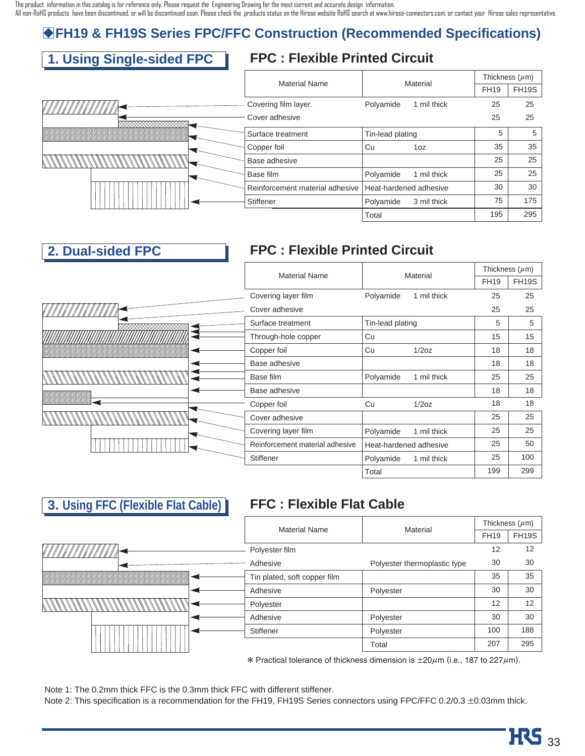The product information in this catalog is for reference only. Please request the Engineering Drawing for the most current and accurate design information.
All non-RoHS products have been discontinued, or will be discontinued soon. Please check the products status on the Hirose website RoHS search at www.hirose-connectors.com, or contact your Hirose sales representative.

# ◆FH19 & FH19S Series FPC/FFC Construction (Recommended Specifications)

## 1. Using Single-sided FPC

### FPC : Flexible Printed Circuit

| Material Name | Material | Thickness (μm) | |
|---|---|---|---|
| | | FH19 | FH19S |
| Covering film layer. | Polyamide 1 mil thick | 25 | 25 |
| Cover adhesive | | 25 | 25 |
| Surface treatment | Tin-lead plating | 5 | 5 |
| Copper foil | Cu 1oz | 35 | 35 |
| Base adhesive | | 25 | 25 |
| Base film | Polyamide 1 mil thick | 25 | 25 |
| Reinforcement material adhesive | Heat-hardened adhesive | 30 | 30 |
| Stiffener | Polyamide 3 mil thick | 75 | 175 |
| | Total | 195 | 295 |

## 2. Dual-sided FPC

### FPC : Flexible Printed Circuit

| Material Name | Material | Thickness (μm) | |
|---|---|---|---|
| | | FH19 | FH19S |
| Covering layer film | Polyamide 1 mil thick | 25 | 25 |
| Cover adhesive | | 25 | 25 |
| Surface treatment | Tin-lead plating | 5 | 5 |
| Through-hole copper | Cu | 15 | 15 |
| Copper foil | Cu 1/2oz | 18 | 18 |
| Base adhesive | | 18 | 18 |
| Base film | Polyamide 1 mil thick | 25 | 25 |
| Base adhesive | | 18 | 18 |
| Copper foil | Cu 1/2oz | 18 | 18 |
| Cover adhesive | | 25 | 25 |
| Covering layer film | Polyamide 1 mil thick | 25 | 25 |
| Reinforcement material adhesive | Heat-hardened adhesive | 25 | 50 |
| Stiffener | Polyamide 1 mil thick | 25 | 100 |
| | Total | 199 | 299 |

## 3. Using FFC (Flexible Flat Cable)

### FFC : Flexible Flat Cable

| Material Name | Material | Thickness (μm) | |
|---|---|---|---|
| | | FH19 | FH19S |
| Polyester film | | 12 | 12 |
| Adhesive | Polyester thermoplastic type | 30 | 30 |
| Tin plated, soft copper film | | 35 | 35 |
| Adhesive | Polyester | 30 | 30 |
| Polyester | | 12 | 12 |
| Adhesive | Polyester | 30 | 30 |
| Stiffener | Polyester | 100 | 188 |
| | Total | 207 | 295 |

∗ Practical tolerance of thickness dimension is ±20μm (i.e., 187 to 227μm).

Note 1: The 0.2mm thick FFC is the 0.3mm thick FFC with different stiffener.
Note 2: This specification is a recommendation for the FH19, FH19S Series connectors using FPC/FFC 0.2/0.3 ±0.03mm thick.